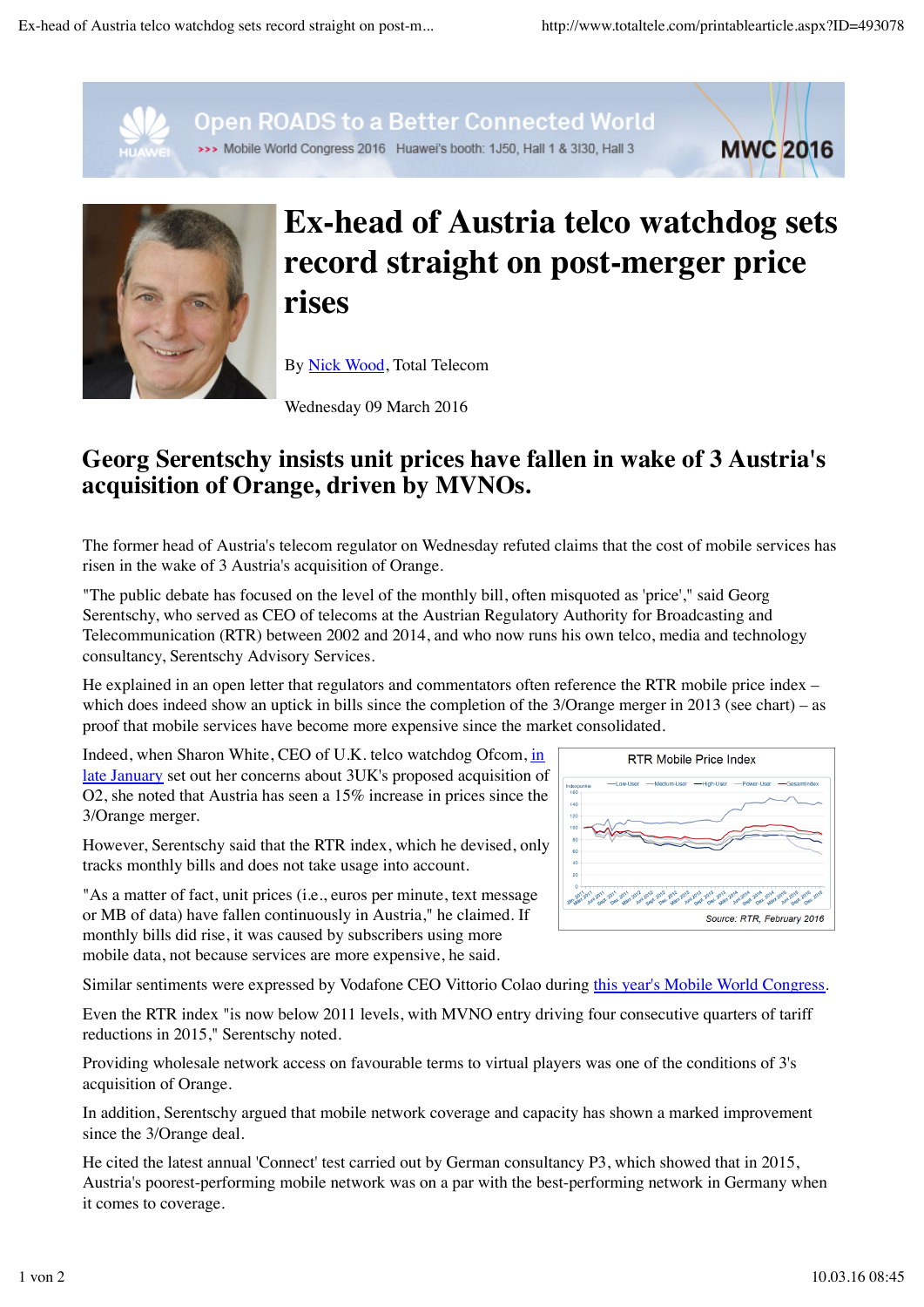# Ex-head of Austria telco watchdog sets record straight on post-merger price rises

By Nick Wood, Total Telecom

Wednesday 09 March 2016

## Georg Serentschy insists unit prices have fallen in wake of 3 Austria's acquisition of Orange, driven by MVNOs.

The former head of Austria's telecom regulator on Wednesday refuted claims that the cost of mobile services has risen in the wake of 3 Austria's acquisition of Orange.

"The public debate has focused on the level of the monthly bill, often misquoted as 'price'," said Georg Serentschy, who served as CEO of telecoms at the Austrian Regulatory Authority for Broadcasting and Telecommunication (RTR) between 2002 and 2014, and who now runs his own telco, media and technology consultancy, Serentschy Advisory Services.

He explained in an open letter that regulators and commentators often reference the RTR mobile price index – which does indeed show an uptick in bills since the completion of the 3/Orange merger in 2013 (see chart) – as proof that mobile services have become more expensive since the market consolidated.

Indeed, when Sharon White, CEO of U.K. telco watchdog Ofcom, in late January set out her concerns about 3UK's proposed acquisition of O2, she noted that Austria has seen a 15% increase in prices since the 3/Orange merger.

RTR Mobile Price Index

Source: RTR, February 2016

However, Serentschy said that the RTR index, which he devised, only tracks monthly bills and does not take usage into account.

"As a matter of fact, unit prices (i.e., euros per minute, text message or MB of data) have fallen continuously in Austria," he claimed. If monthly bills did rise, it was caused by subscribers using more mobile data, not because services are more expensive, he said.

Similar sentiments were expressed by Vodafone CEO Vittorio Colao during this year's Mobile World Congress.

Even the RTR index "is now below 2011 levels, with MVNO entry driving four consecutive quarters of tariff reductions in 2015," Serentschy noted.

Providing wholesale network access on favourable terms to virtual players was one of the conditions of 3's acquisition of Orange.

In addition, Serentschy argued that mobile network coverage and capacity has shown a marked improvement since the 3/Orange deal.

He cited the latest annual 'Connect' test carried out by German consultancy P3, which showed that in 2015, Austria's poorest-performing mobile network was on a par with the best-performing network in Germany when it comes to coverage.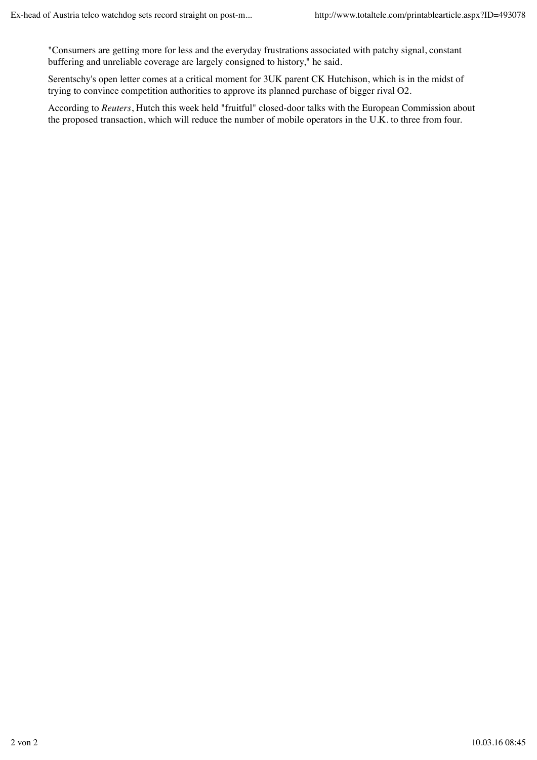"Consumers are getting more for less and the everyday frustrations associated with patchy signal, constant buffering and unreliable coverage are largely consigned to history," he said.

Serentschy's open letter comes at a critical moment for 3UK parent CK Hutchison, which is in the midst of trying to convince competition authorities to approve its planned purchase of bigger rival O2.

According to *Reuters*, Hutch this week held "fruitful" closed-door talks with the European Commission about the proposed transaction, which will reduce the number of mobile operators in the U.K. to three from four.